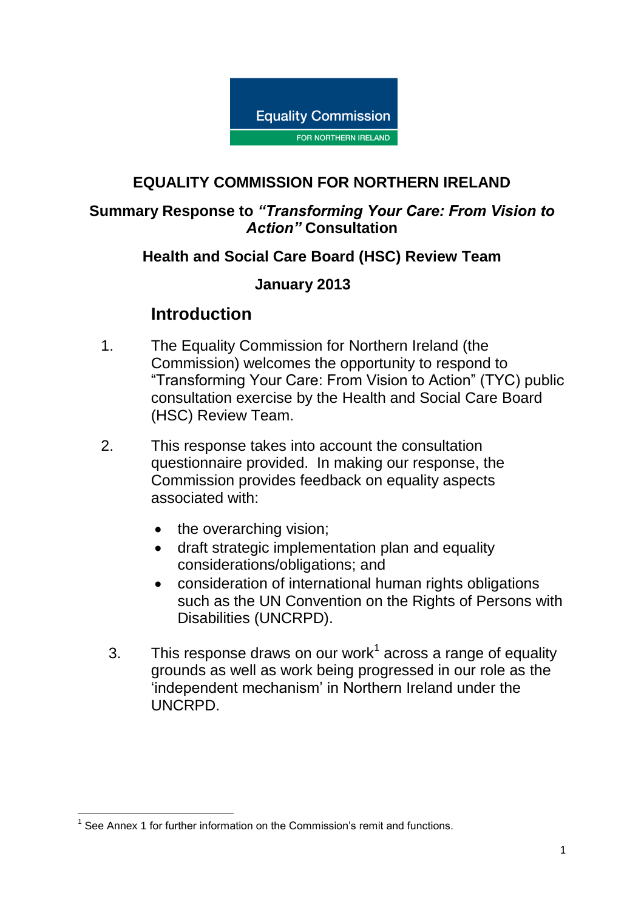Equality Commission FOR NORTHERN IRELAND

# EQUALITY COMMISSION FOR NORTHERN IRELAND

## Summary Response to *"Transforming Your Care: From Vision to Action"* Consultation

## Health and Social Care Board (HSC) Review Team

## January 2013

## Introduction

1. The Equality Commission for Northern Ireland (the Commission) welcomes the opportunity to respond to "Transforming Your Care: From Vision to Action" (TYC) public consultation exercise by the Health and Social Care Board (HSC) Review Team.

2. This response takes into account the consultation questionnaire provided. In making our response, the Commission provides feedback on equality aspects associated with:

   - the overarching vision;
   - draft strategic implementation plan and equality considerations/obligations; and
   - consideration of international human rights obligations such as the UN Convention on the Rights of Persons with Disabilities (UNCRPD).

3. This response draws on our work[1] across a range of equality grounds as well as work being progressed in our role as the 'independent mechanism' in Northern Ireland under the UNCRPD.

[1] See Annex 1 for further information on the Commission's remit and functions.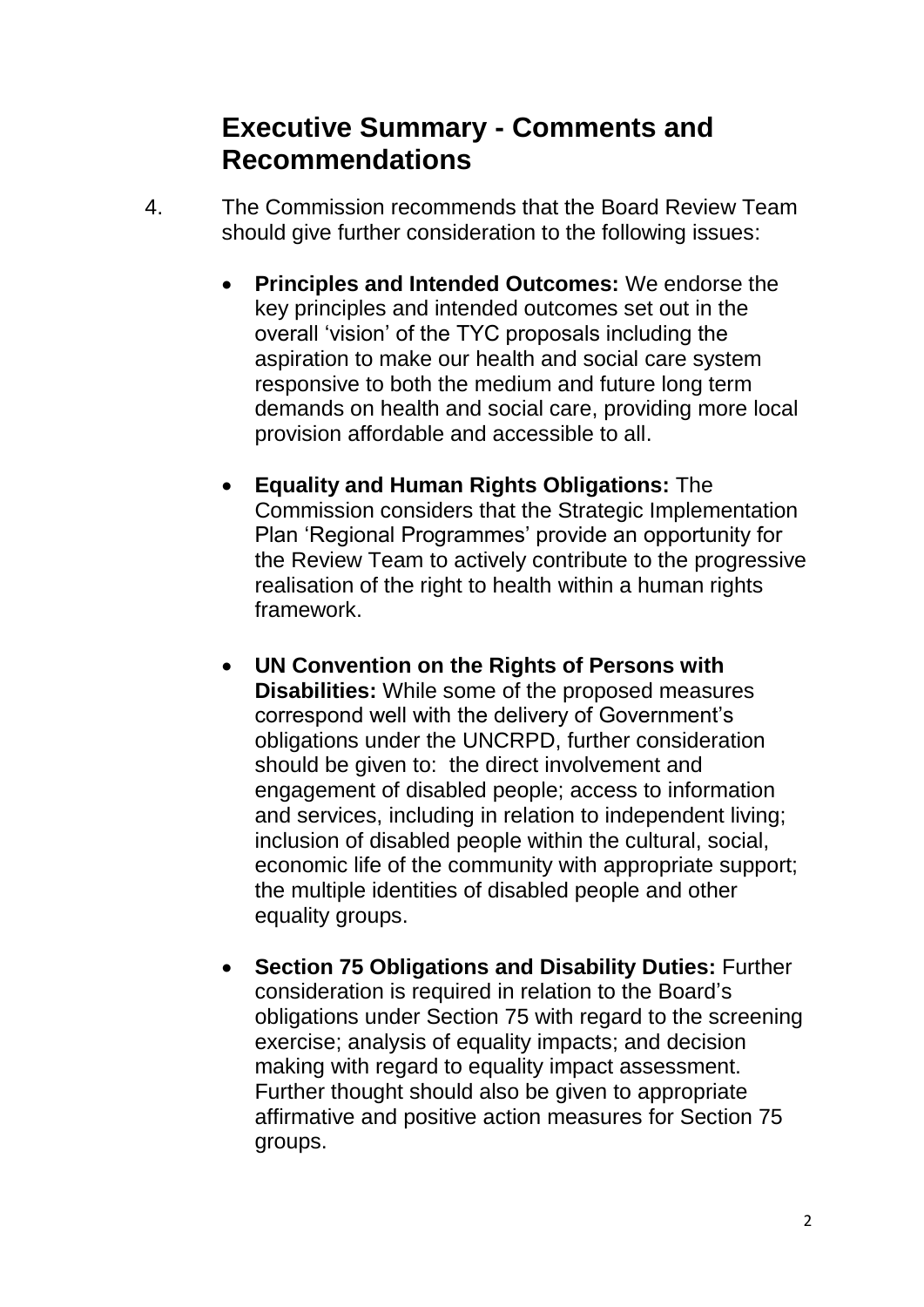## Executive Summary - Comments and Recommendations

4. The Commission recommends that the Board Review Team should give further consideration to the following issues:

   - **Principles and Intended Outcomes:** We endorse the key principles and intended outcomes set out in the overall 'vision' of the TYC proposals including the aspiration to make our health and social care system responsive to both the medium and future long term demands on health and social care, providing more local provision affordable and accessible to all.

   - **Equality and Human Rights Obligations:** The Commission considers that the Strategic Implementation Plan 'Regional Programmes' provide an opportunity for the Review Team to actively contribute to the progressive realisation of the right to health within a human rights framework.

   - **UN Convention on the Rights of Persons with Disabilities:** While some of the proposed measures correspond well with the delivery of Government's obligations under the UNCRPD, further consideration should be given to: the direct involvement and engagement of disabled people; access to information and services, including in relation to independent living; inclusion of disabled people within the cultural, social, economic life of the community with appropriate support; the multiple identities of disabled people and other equality groups.

   - **Section 75 Obligations and Disability Duties:** Further consideration is required in relation to the Board's obligations under Section 75 with regard to the screening exercise; analysis of equality impacts; and decision making with regard to equality impact assessment. Further thought should also be given to appropriate affirmative and positive action measures for Section 75 groups.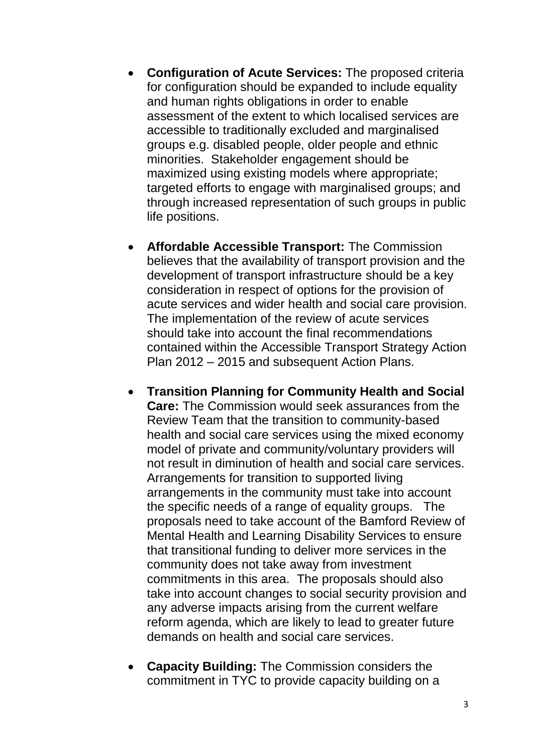- **Configuration of Acute Services:** The proposed criteria for configuration should be expanded to include equality and human rights obligations in order to enable assessment of the extent to which localised services are accessible to traditionally excluded and marginalised groups e.g. disabled people, older people and ethnic minorities. Stakeholder engagement should be maximized using existing models where appropriate; targeted efforts to engage with marginalised groups; and through increased representation of such groups in public life positions.

- **Affordable Accessible Transport:** The Commission believes that the availability of transport provision and the development of transport infrastructure should be a key consideration in respect of options for the provision of acute services and wider health and social care provision. The implementation of the review of acute services should take into account the final recommendations contained within the Accessible Transport Strategy Action Plan 2012 – 2015 and subsequent Action Plans.

- **Transition Planning for Community Health and Social Care:** The Commission would seek assurances from the Review Team that the transition to community-based health and social care services using the mixed economy model of private and community/voluntary providers will not result in diminution of health and social care services. Arrangements for transition to supported living arrangements in the community must take into account the specific needs of a range of equality groups. The proposals need to take account of the Bamford Review of Mental Health and Learning Disability Services to ensure that transitional funding to deliver more services in the community does not take away from investment commitments in this area. The proposals should also take into account changes to social security provision and any adverse impacts arising from the current welfare reform agenda, which are likely to lead to greater future demands on health and social care services.

- **Capacity Building:** The Commission considers the commitment in TYC to provide capacity building on a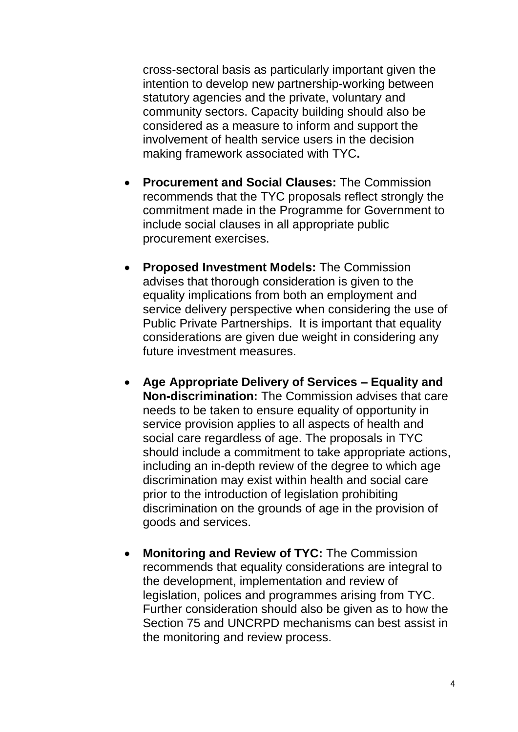cross-sectoral basis as particularly important given the intention to develop new partnership-working between statutory agencies and the private, voluntary and community sectors. Capacity building should also be considered as a measure to inform and support the involvement of health service users in the decision making framework associated with TYC**.**

- **Procurement and Social Clauses:** The Commission recommends that the TYC proposals reflect strongly the commitment made in the Programme for Government to include social clauses in all appropriate public procurement exercises.

- **Proposed Investment Models:** The Commission advises that thorough consideration is given to the equality implications from both an employment and service delivery perspective when considering the use of Public Private Partnerships. It is important that equality considerations are given due weight in considering any future investment measures.

- **Age Appropriate Delivery of Services – Equality and Non-discrimination:** The Commission advises that care needs to be taken to ensure equality of opportunity in service provision applies to all aspects of health and social care regardless of age. The proposals in TYC should include a commitment to take appropriate actions, including an in-depth review of the degree to which age discrimination may exist within health and social care prior to the introduction of legislation prohibiting discrimination on the grounds of age in the provision of goods and services.

- **Monitoring and Review of TYC:** The Commission recommends that equality considerations are integral to the development, implementation and review of legislation, polices and programmes arising from TYC. Further consideration should also be given as to how the Section 75 and UNCRPD mechanisms can best assist in the monitoring and review process.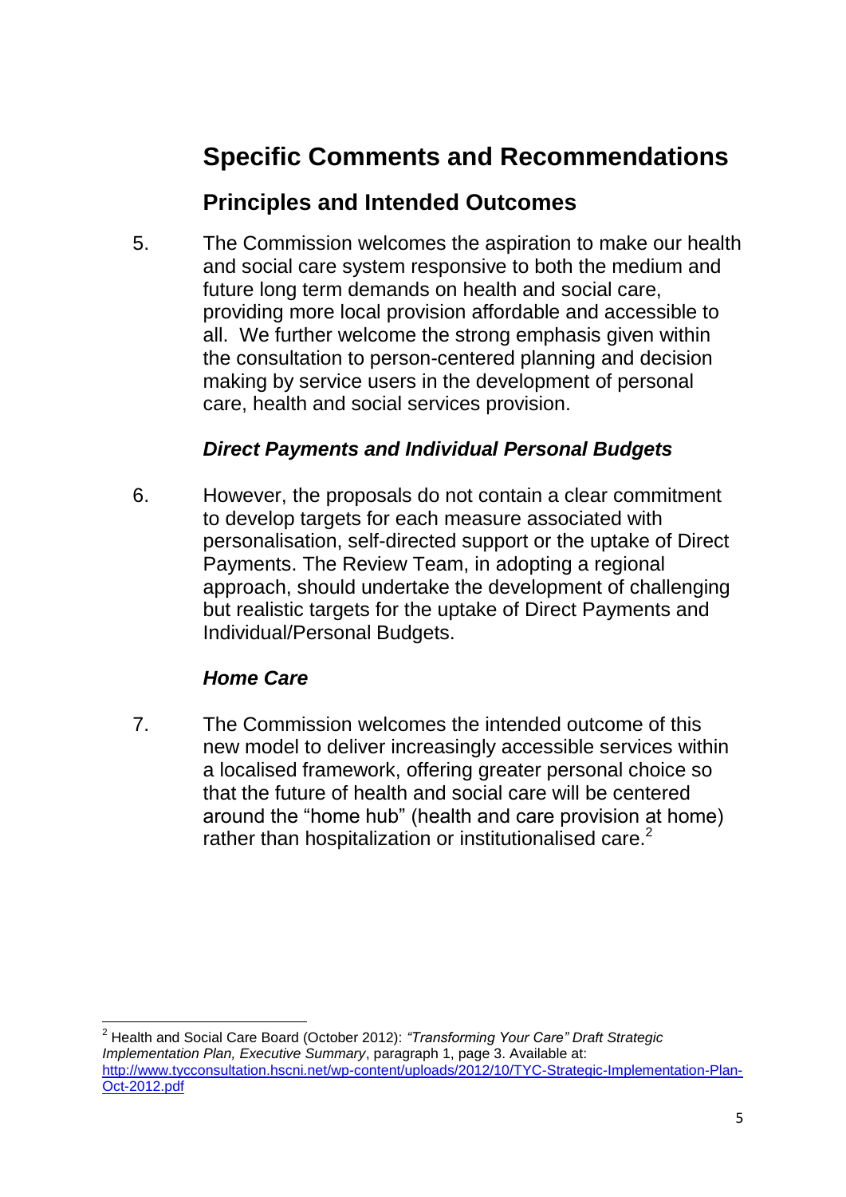# Specific Comments and Recommendations

## Principles and Intended Outcomes

5. The Commission welcomes the aspiration to make our health and social care system responsive to both the medium and future long term demands on health and social care, providing more local provision affordable and accessible to all. We further welcome the strong emphasis given within the consultation to person-centered planning and decision making by service users in the development of personal care, health and social services provision.

### *Direct Payments and Individual Personal Budgets*

6. However, the proposals do not contain a clear commitment to develop targets for each measure associated with personalisation, self-directed support or the uptake of Direct Payments. The Review Team, in adopting a regional approach, should undertake the development of challenging but realistic targets for the uptake of Direct Payments and Individual/Personal Budgets.

### *Home Care*

7. The Commission welcomes the intended outcome of this new model to deliver increasingly accessible services within a localised framework, offering greater personal choice so that the future of health and social care will be centered around the "home hub" (health and care provision at home) rather than hospitalization or institutionalised care.[2]

---

[2] Health and Social Care Board (October 2012): *"Transforming Your Care" Draft Strategic Implementation Plan, Executive Summary*, paragraph 1, page 3. Available at: http://www.tycconsultation.hscni.net/wp-content/uploads/2012/10/TYC-Strategic-Implementation-Plan-Oct-2012.pdf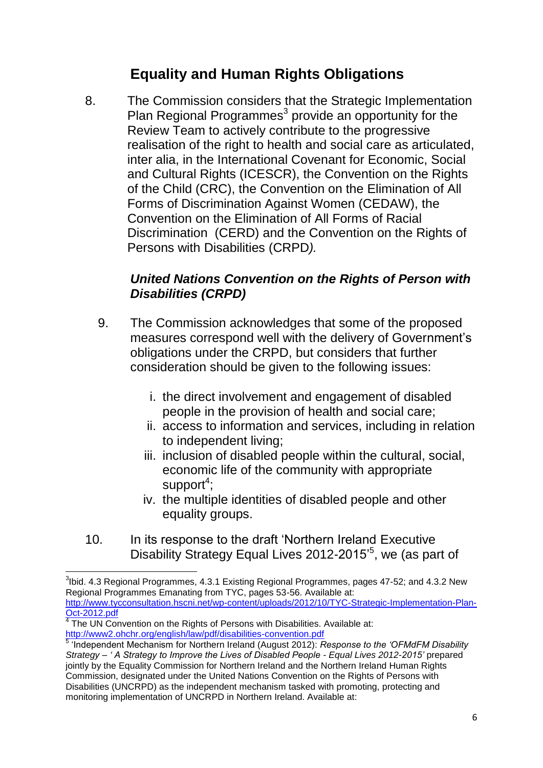## Equality and Human Rights Obligations

8. The Commission considers that the Strategic Implementation Plan Regional Programmes[3] provide an opportunity for the Review Team to actively contribute to the progressive realisation of the right to health and social care as articulated, inter alia, in the International Covenant for Economic, Social and Cultural Rights (ICESCR), the Convention on the Rights of the Child (CRC), the Convention on the Elimination of All Forms of Discrimination Against Women (CEDAW), the Convention on the Elimination of All Forms of Racial Discrimination (CERD) and the Convention on the Rights of Persons with Disabilities (CRPD*).*

### *United Nations Convention on the Rights of Person with Disabilities (CRPD)*

9. The Commission acknowledges that some of the proposed measures correspond well with the delivery of Government's obligations under the CRPD, but considers that further consideration should be given to the following issues:

   i. the direct involvement and engagement of disabled people in the provision of health and social care;
   ii. access to information and services, including in relation to independent living;
   iii. inclusion of disabled people within the cultural, social, economic life of the community with appropriate support[4];
   iv. the multiple identities of disabled people and other equality groups.

10. In its response to the draft 'Northern Ireland Executive Disability Strategy Equal Lives 2012-2015'[5], we (as part of

---

[3] Ibid. 4.3 Regional Programmes, 4.3.1 Existing Regional Programmes, pages 47-52; and 4.3.2 New Regional Programmes Emanating from TYC, pages 53-56. Available at: http://www.tycconsultation.hscni.net/wp-content/uploads/2012/10/TYC-Strategic-Implementation-Plan-Oct-2012.pdf

[4] The UN Convention on the Rights of Persons with Disabilities. Available at: http://www2.ohchr.org/english/law/pdf/disabilities-convention.pdf

[5] 'Independent Mechanism for Northern Ireland (August 2012): *Response to the 'OFMdFM Disability Strategy – ' A Strategy to Improve the Lives of Disabled People - Equal Lives 2012-2015'* prepared jointly by the Equality Commission for Northern Ireland and the Northern Ireland Human Rights Commission, designated under the United Nations Convention on the Rights of Persons with Disabilities (UNCRPD) as the independent mechanism tasked with promoting, protecting and monitoring implementation of UNCRPD in Northern Ireland. Available at: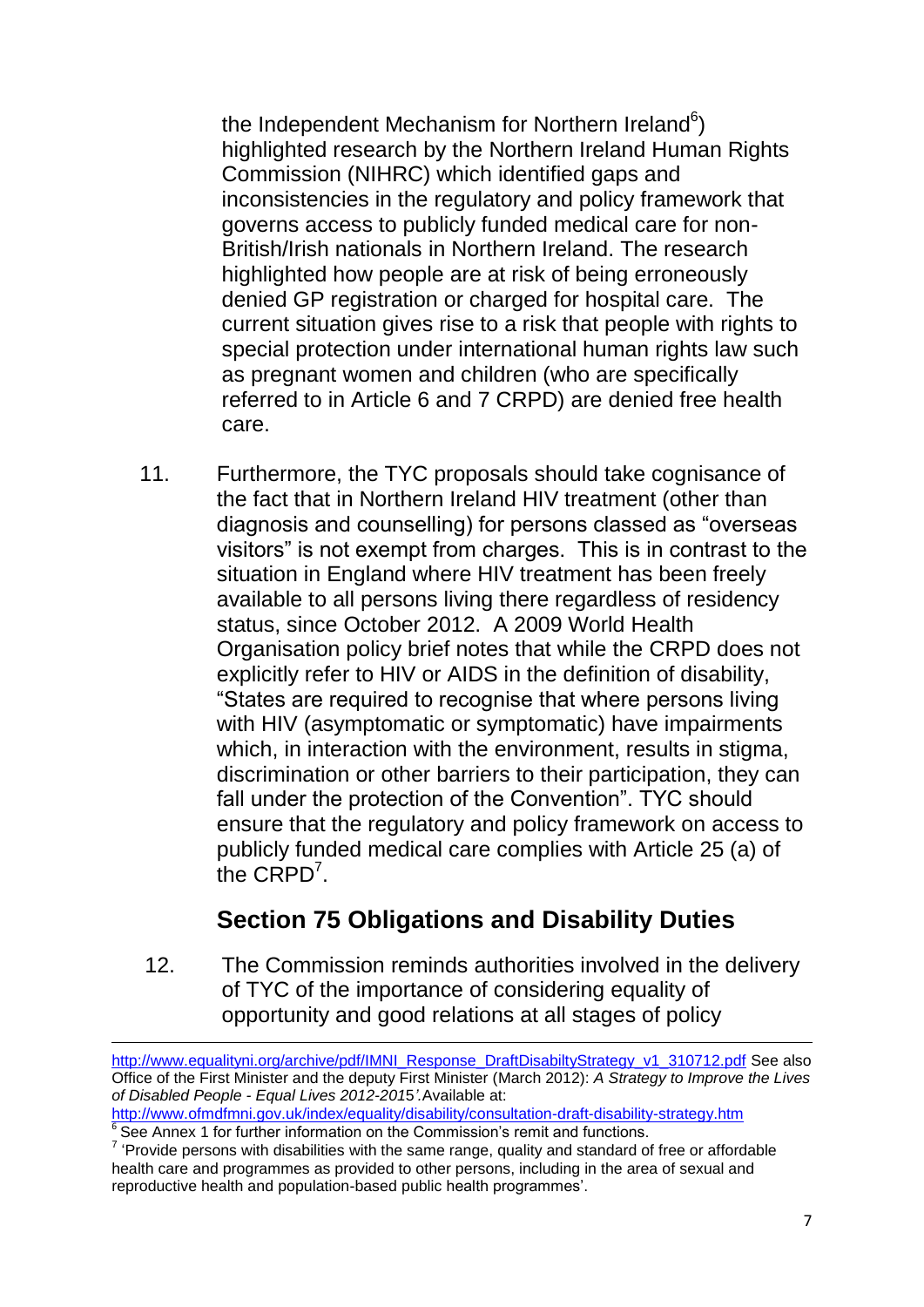the Independent Mechanism for Northern Ireland[6]) highlighted research by the Northern Ireland Human Rights Commission (NIHRC) which identified gaps and inconsistencies in the regulatory and policy framework that governs access to publicly funded medical care for non-British/Irish nationals in Northern Ireland. The research highlighted how people are at risk of being erroneously denied GP registration or charged for hospital care. The current situation gives rise to a risk that people with rights to special protection under international human rights law such as pregnant women and children (who are specifically referred to in Article 6 and 7 CRPD) are denied free health care.

11. Furthermore, the TYC proposals should take cognisance of the fact that in Northern Ireland HIV treatment (other than diagnosis and counselling) for persons classed as "overseas visitors" is not exempt from charges. This is in contrast to the situation in England where HIV treatment has been freely available to all persons living there regardless of residency status, since October 2012. A 2009 World Health Organisation policy brief notes that while the CRPD does not explicitly refer to HIV or AIDS in the definition of disability, "States are required to recognise that where persons living with HIV (asymptomatic or symptomatic) have impairments which, in interaction with the environment, results in stigma, discrimination or other barriers to their participation, they can fall under the protection of the Convention". TYC should ensure that the regulatory and policy framework on access to publicly funded medical care complies with Article 25 (a) of the CRPD[7].

## Section 75 Obligations and Disability Duties

12. The Commission reminds authorities involved in the delivery of TYC of the importance of considering equality of opportunity and good relations at all stages of policy

---

http://www.equalityni.org/archive/pdf/IMNI_Response_DraftDisabiltyStrategy_v1_310712.pdf See also Office of the First Minister and the deputy First Minister (March 2012): *A Strategy to Improve the Lives of Disabled People - Equal Lives 2012-2015'*.Available at: http://www.ofmdfmni.gov.uk/index/equality/disability/consultation-draft-disability-strategy.htm

[6] See Annex 1 for further information on the Commission's remit and functions.

[7] 'Provide persons with disabilities with the same range, quality and standard of free or affordable health care and programmes as provided to other persons, including in the area of sexual and reproductive health and population-based public health programmes'.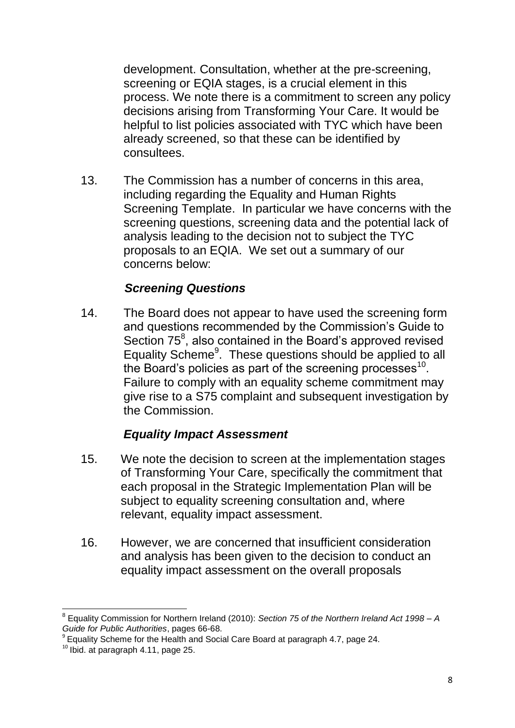development. Consultation, whether at the pre-screening, screening or EQIA stages, is a crucial element in this process. We note there is a commitment to screen any policy decisions arising from Transforming Your Care. It would be helpful to list policies associated with TYC which have been already screened, so that these can be identified by consultees.

13. The Commission has a number of concerns in this area, including regarding the Equality and Human Rights Screening Template. In particular we have concerns with the screening questions, screening data and the potential lack of analysis leading to the decision not to subject the TYC proposals to an EQIA. We set out a summary of our concerns below:

***Screening Questions***

14. The Board does not appear to have used the screening form and questions recommended by the Commission's Guide to Section 75[8], also contained in the Board's approved revised Equality Scheme[9]. These questions should be applied to all the Board's policies as part of the screening processes[10]. Failure to comply with an equality scheme commitment may give rise to a S75 complaint and subsequent investigation by the Commission.

***Equality Impact Assessment***

15. We note the decision to screen at the implementation stages of Transforming Your Care, specifically the commitment that each proposal in the Strategic Implementation Plan will be subject to equality screening consultation and, where relevant, equality impact assessment.

16. However, we are concerned that insufficient consideration and analysis has been given to the decision to conduct an equality impact assessment on the overall proposals

---

[8] Equality Commission for Northern Ireland (2010): *Section 75 of the Northern Ireland Act 1998 – A Guide for Public Authorities*, pages 66-68.

[9] Equality Scheme for the Health and Social Care Board at paragraph 4.7, page 24.

[10] Ibid. at paragraph 4.11, page 25.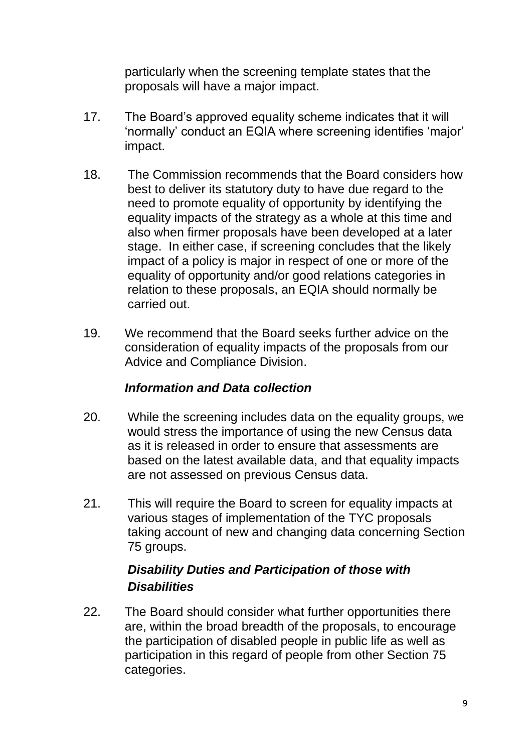particularly when the screening template states that the proposals will have a major impact.

17. The Board's approved equality scheme indicates that it will 'normally' conduct an EQIA where screening identifies 'major' impact.

18. The Commission recommends that the Board considers how best to deliver its statutory duty to have due regard to the need to promote equality of opportunity by identifying the equality impacts of the strategy as a whole at this time and also when firmer proposals have been developed at a later stage. In either case, if screening concludes that the likely impact of a policy is major in respect of one or more of the equality of opportunity and/or good relations categories in relation to these proposals, an EQIA should normally be carried out.

19. We recommend that the Board seeks further advice on the consideration of equality impacts of the proposals from our Advice and Compliance Division.

### *Information and Data collection*

20. While the screening includes data on the equality groups, we would stress the importance of using the new Census data as it is released in order to ensure that assessments are based on the latest available data, and that equality impacts are not assessed on previous Census data.

21. This will require the Board to screen for equality impacts at various stages of implementation of the TYC proposals taking account of new and changing data concerning Section 75 groups.

### *Disability Duties and Participation of those with Disabilities*

22. The Board should consider what further opportunities there are, within the broad breadth of the proposals, to encourage the participation of disabled people in public life as well as participation in this regard of people from other Section 75 categories.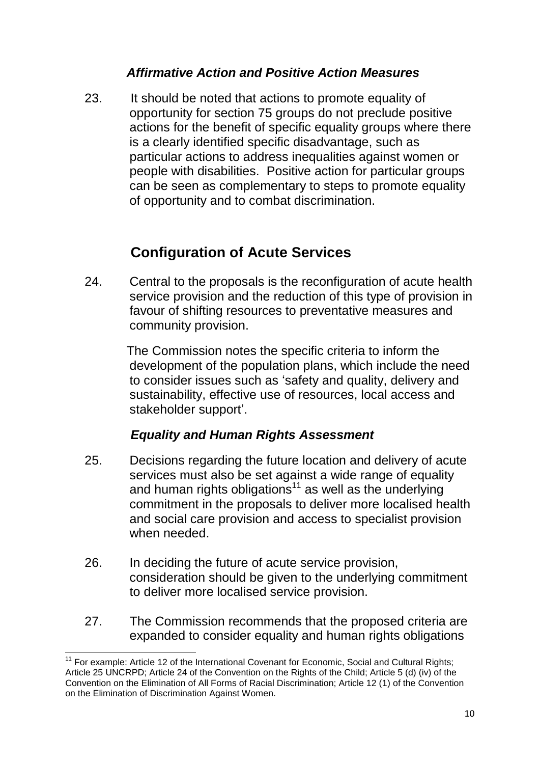### *Affirmative Action and Positive Action Measures*

23. It should be noted that actions to promote equality of opportunity for section 75 groups do not preclude positive actions for the benefit of specific equality groups where there is a clearly identified specific disadvantage, such as particular actions to address inequalities against women or people with disabilities. Positive action for particular groups can be seen as complementary to steps to promote equality of opportunity and to combat discrimination.

## Configuration of Acute Services

24. Central to the proposals is the reconfiguration of acute health service provision and the reduction of this type of provision in favour of shifting resources to preventative measures and community provision.

    The Commission notes the specific criteria to inform the development of the population plans, which include the need to consider issues such as 'safety and quality, delivery and sustainability, effective use of resources, local access and stakeholder support'.

### *Equality and Human Rights Assessment*

25. Decisions regarding the future location and delivery of acute services must also be set against a wide range of equality and human rights obligations[11] as well as the underlying commitment in the proposals to deliver more localised health and social care provision and access to specialist provision when needed.

26. In deciding the future of acute service provision, consideration should be given to the underlying commitment to deliver more localised service provision.

27. The Commission recommends that the proposed criteria are expanded to consider equality and human rights obligations

---

[11] For example: Article 12 of the International Covenant for Economic, Social and Cultural Rights; Article 25 UNCRPD; Article 24 of the Convention on the Rights of the Child; Article 5 (d) (iv) of the Convention on the Elimination of All Forms of Racial Discrimination; Article 12 (1) of the Convention on the Elimination of Discrimination Against Women.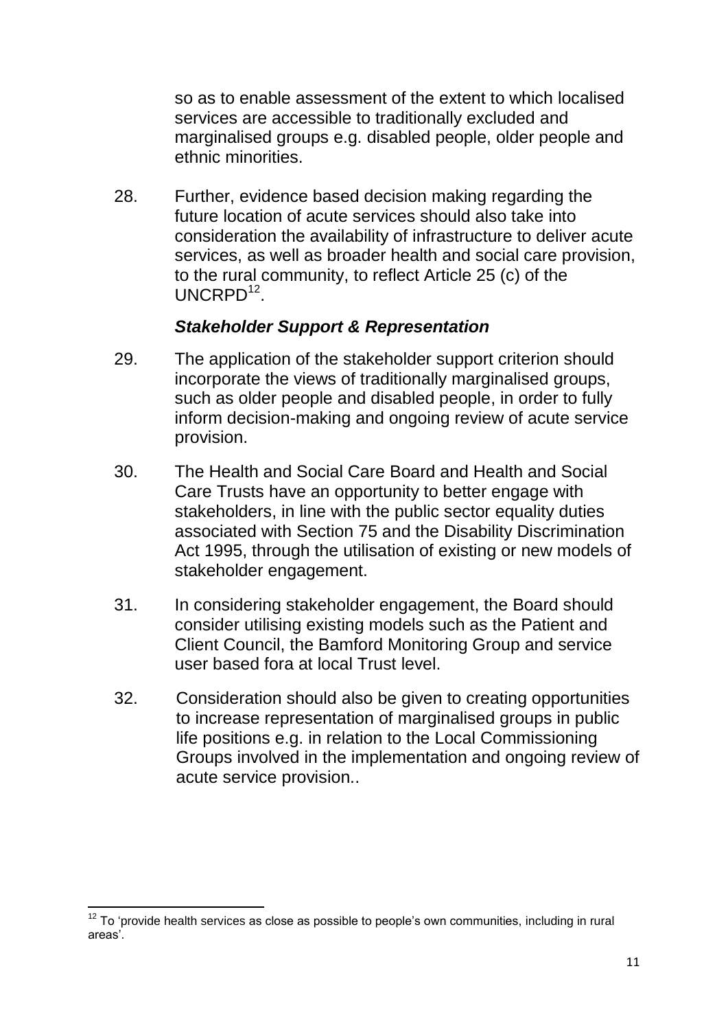so as to enable assessment of the extent to which localised services are accessible to traditionally excluded and marginalised groups e.g. disabled people, older people and ethnic minorities.

28. Further, evidence based decision making regarding the future location of acute services should also take into consideration the availability of infrastructure to deliver acute services, as well as broader health and social care provision, to the rural community, to reflect Article 25 (c) of the UNCRPD[12].

### *Stakeholder Support & Representation*

29. The application of the stakeholder support criterion should incorporate the views of traditionally marginalised groups, such as older people and disabled people, in order to fully inform decision-making and ongoing review of acute service provision.

30. The Health and Social Care Board and Health and Social Care Trusts have an opportunity to better engage with stakeholders, in line with the public sector equality duties associated with Section 75 and the Disability Discrimination Act 1995, through the utilisation of existing or new models of stakeholder engagement.

31. In considering stakeholder engagement, the Board should consider utilising existing models such as the Patient and Client Council, the Bamford Monitoring Group and service user based fora at local Trust level.

32. Consideration should also be given to creating opportunities to increase representation of marginalised groups in public life positions e.g. in relation to the Local Commissioning Groups involved in the implementation and ongoing review of acute service provision..

---

[12] To 'provide health services as close as possible to people's own communities, including in rural areas'.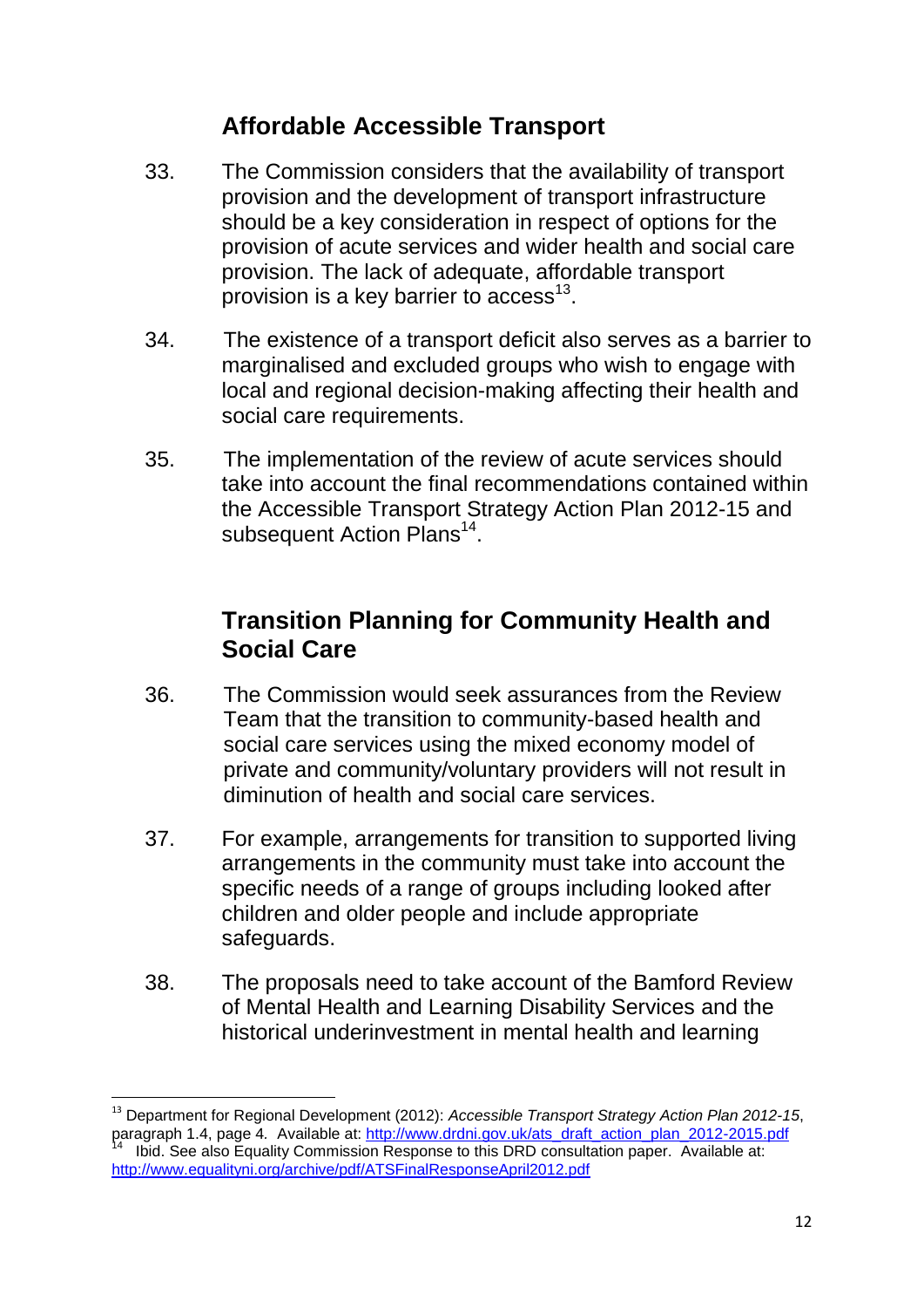## Affordable Accessible Transport

33. The Commission considers that the availability of transport provision and the development of transport infrastructure should be a key consideration in respect of options for the provision of acute services and wider health and social care provision. The lack of adequate, affordable transport provision is a key barrier to access[13].

34. The existence of a transport deficit also serves as a barrier to marginalised and excluded groups who wish to engage with local and regional decision-making affecting their health and social care requirements.

35. The implementation of the review of acute services should take into account the final recommendations contained within the Accessible Transport Strategy Action Plan 2012-15 and subsequent Action Plans[14].

## Transition Planning for Community Health and Social Care

36. The Commission would seek assurances from the Review Team that the transition to community-based health and social care services using the mixed economy model of private and community/voluntary providers will not result in diminution of health and social care services.

37. For example, arrangements for transition to supported living arrangements in the community must take into account the specific needs of a range of groups including looked after children and older people and include appropriate safeguards.

38. The proposals need to take account of the Bamford Review of Mental Health and Learning Disability Services and the historical underinvestment in mental health and learning

---

[13] Department for Regional Development (2012): *Accessible Transport Strategy Action Plan 2012-15*, paragraph 1.4, page 4. Available at: http://www.drdni.gov.uk/ats_draft_action_plan_2012-2015.pdf

[14] Ibid. See also Equality Commission Response to this DRD consultation paper. Available at: http://www.equalityni.org/archive/pdf/ATSFinalResponseApril2012.pdf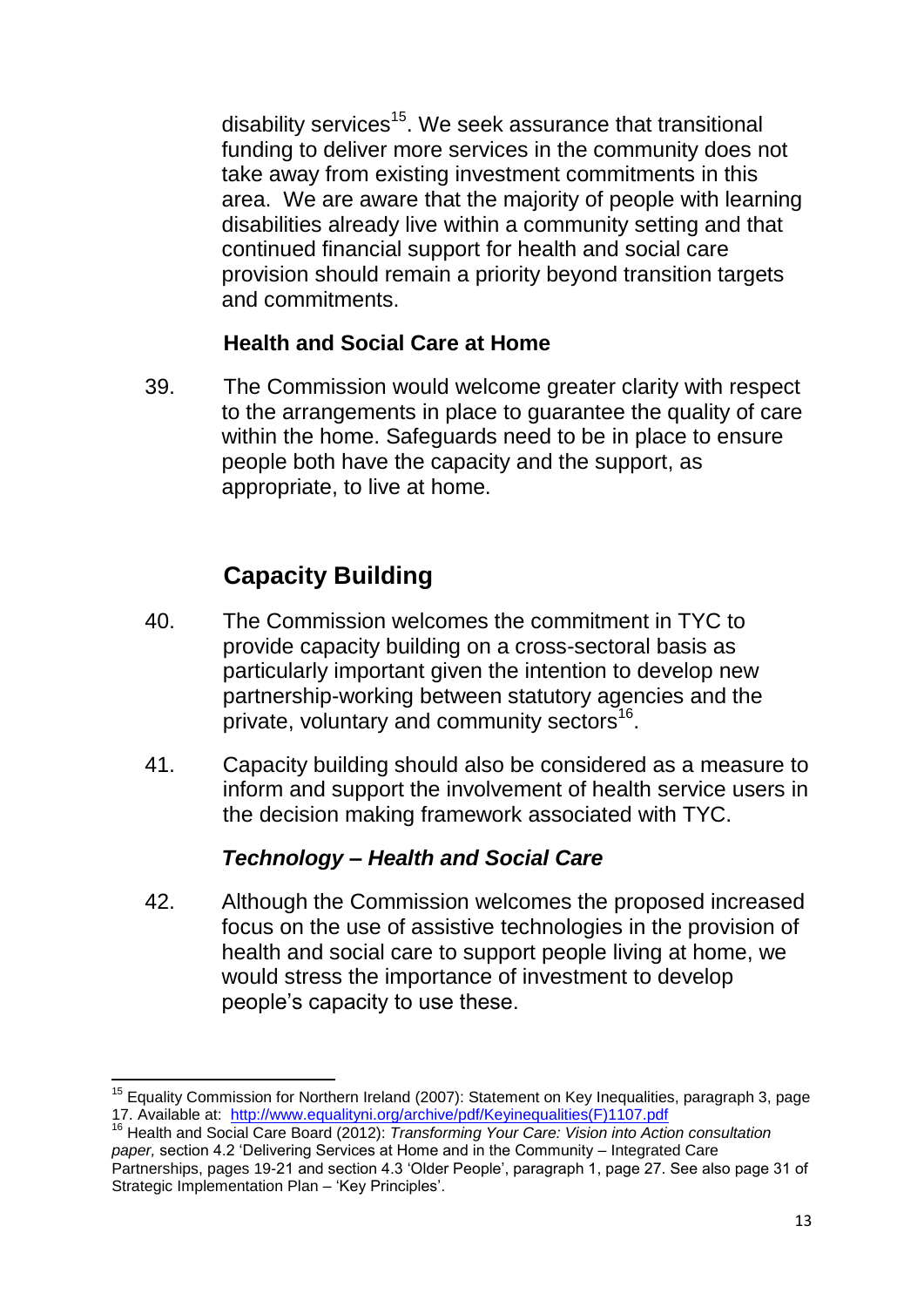disability services[15]. We seek assurance that transitional funding to deliver more services in the community does not take away from existing investment commitments in this area. We are aware that the majority of people with learning disabilities already live within a community setting and that continued financial support for health and social care provision should remain a priority beyond transition targets and commitments.

### Health and Social Care at Home

39. The Commission would welcome greater clarity with respect to the arrangements in place to guarantee the quality of care within the home. Safeguards need to be in place to ensure people both have the capacity and the support, as appropriate, to live at home.

## Capacity Building

40. The Commission welcomes the commitment in TYC to provide capacity building on a cross-sectoral basis as particularly important given the intention to develop new partnership-working between statutory agencies and the private, voluntary and community sectors[16].

41. Capacity building should also be considered as a measure to inform and support the involvement of health service users in the decision making framework associated with TYC.

### *Technology – Health and Social Care*

42. Although the Commission welcomes the proposed increased focus on the use of assistive technologies in the provision of health and social care to support people living at home, we would stress the importance of investment to develop people's capacity to use these.

---

[15] Equality Commission for Northern Ireland (2007): Statement on Key Inequalities, paragraph 3, page 17. Available at: http://www.equalityni.org/archive/pdf/Keyinequalities(F)1107.pdf

[16] Health and Social Care Board (2012): *Transforming Your Care: Vision into Action consultation paper,* section 4.2 'Delivering Services at Home and in the Community – Integrated Care Partnerships, pages 19-21 and section 4.3 'Older People', paragraph 1, page 27. See also page 31 of Strategic Implementation Plan – 'Key Principles'.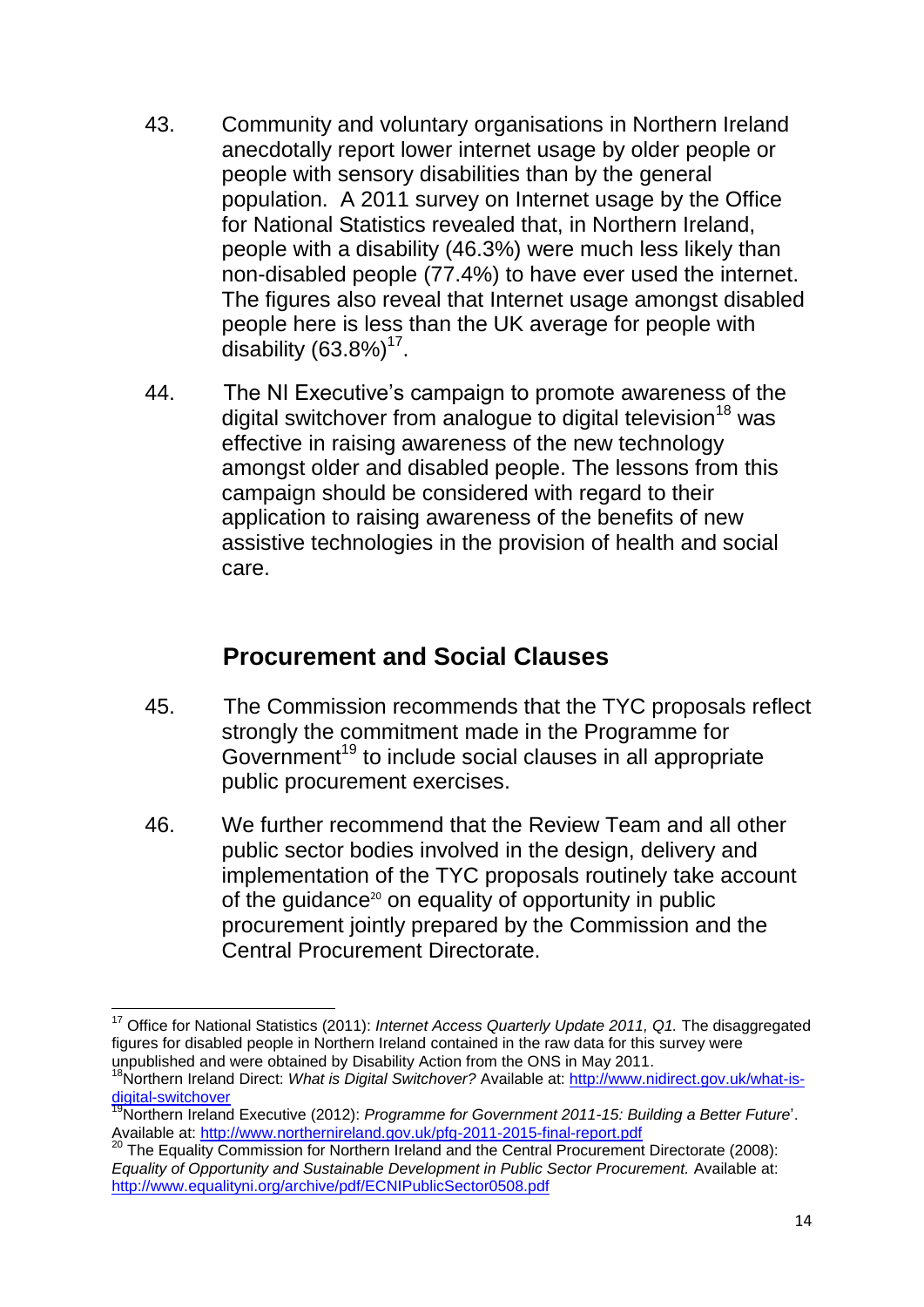43. Community and voluntary organisations in Northern Ireland anecdotally report lower internet usage by older people or people with sensory disabilities than by the general population. A 2011 survey on Internet usage by the Office for National Statistics revealed that, in Northern Ireland, people with a disability (46.3%) were much less likely than non-disabled people (77.4%) to have ever used the internet. The figures also reveal that Internet usage amongst disabled people here is less than the UK average for people with disability (63.8%)[17].

44. The NI Executive's campaign to promote awareness of the digital switchover from analogue to digital television[18] was effective in raising awareness of the new technology amongst older and disabled people. The lessons from this campaign should be considered with regard to their application to raising awareness of the benefits of new assistive technologies in the provision of health and social care.

## Procurement and Social Clauses

45. The Commission recommends that the TYC proposals reflect strongly the commitment made in the Programme for Government[19] to include social clauses in all appropriate public procurement exercises.

46. We further recommend that the Review Team and all other public sector bodies involved in the design, delivery and implementation of the TYC proposals routinely take account of the guidance[20] on equality of opportunity in public procurement jointly prepared by the Commission and the Central Procurement Directorate.

---

[17] Office for National Statistics (2011): *Internet Access Quarterly Update 2011, Q1.* The disaggregated figures for disabled people in Northern Ireland contained in the raw data for this survey were unpublished and were obtained by Disability Action from the ONS in May 2011.

[18] Northern Ireland Direct: *What is Digital Switchover?* Available at: http://www.nidirect.gov.uk/what-is-digital-switchover

[19] Northern Ireland Executive (2012): *Programme for Government 2011-15: Building a Better Future*'. Available at: http://www.northernireland.gov.uk/pfg-2011-2015-final-report.pdf

[20] The Equality Commission for Northern Ireland and the Central Procurement Directorate (2008): *Equality of Opportunity and Sustainable Development in Public Sector Procurement.* Available at: http://www.equalityni.org/archive/pdf/ECNIPublicSector0508.pdf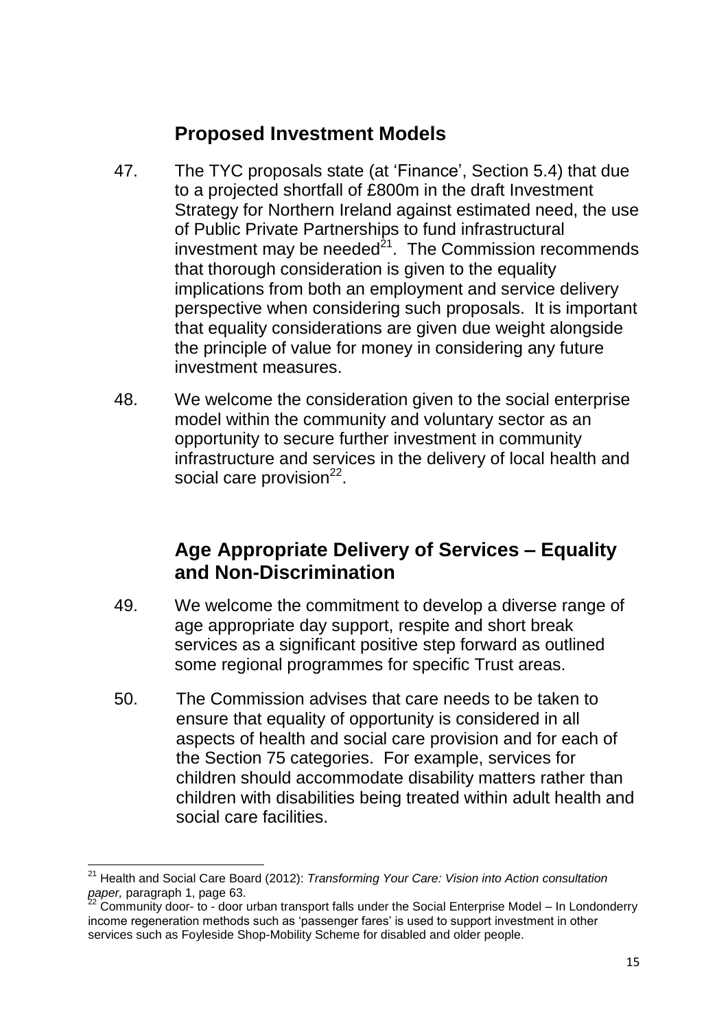## Proposed Investment Models

47. The TYC proposals state (at 'Finance', Section 5.4) that due to a projected shortfall of £800m in the draft Investment Strategy for Northern Ireland against estimated need, the use of Public Private Partnerships to fund infrastructural investment may be needed[21]. The Commission recommends that thorough consideration is given to the equality implications from both an employment and service delivery perspective when considering such proposals. It is important that equality considerations are given due weight alongside the principle of value for money in considering any future investment measures.

48. We welcome the consideration given to the social enterprise model within the community and voluntary sector as an opportunity to secure further investment in community infrastructure and services in the delivery of local health and social care provision[22].

## Age Appropriate Delivery of Services – Equality and Non-Discrimination

49. We welcome the commitment to develop a diverse range of age appropriate day support, respite and short break services as a significant positive step forward as outlined some regional programmes for specific Trust areas.

50. The Commission advises that care needs to be taken to ensure that equality of opportunity is considered in all aspects of health and social care provision and for each of the Section 75 categories. For example, services for children should accommodate disability matters rather than children with disabilities being treated within adult health and social care facilities.

---

[21] Health and Social Care Board (2012): *Transforming Your Care: Vision into Action consultation paper,* paragraph 1, page 63.

[22] Community door- to - door urban transport falls under the Social Enterprise Model – In Londonderry income regeneration methods such as 'passenger fares' is used to support investment in other services such as Foyleside Shop-Mobility Scheme for disabled and older people.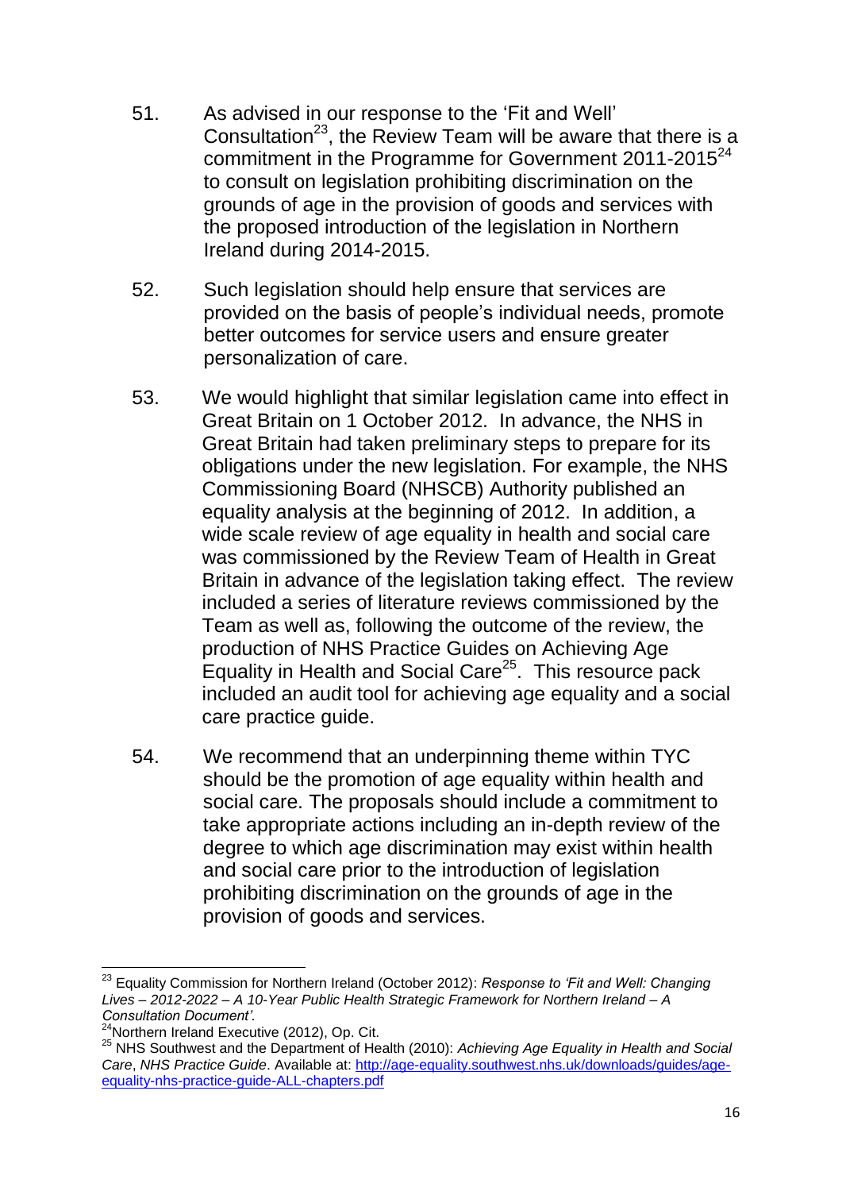51. As advised in our response to the 'Fit and Well' Consultation[23], the Review Team will be aware that there is a commitment in the Programme for Government 2011-2015[24] to consult on legislation prohibiting discrimination on the grounds of age in the provision of goods and services with the proposed introduction of the legislation in Northern Ireland during 2014-2015.

52. Such legislation should help ensure that services are provided on the basis of people's individual needs, promote better outcomes for service users and ensure greater personalization of care.

53. We would highlight that similar legislation came into effect in Great Britain on 1 October 2012. In advance, the NHS in Great Britain had taken preliminary steps to prepare for its obligations under the new legislation. For example, the NHS Commissioning Board (NHSCB) Authority published an equality analysis at the beginning of 2012. In addition, a wide scale review of age equality in health and social care was commissioned by the Review Team of Health in Great Britain in advance of the legislation taking effect. The review included a series of literature reviews commissioned by the Team as well as, following the outcome of the review, the production of NHS Practice Guides on Achieving Age Equality in Health and Social Care[25]. This resource pack included an audit tool for achieving age equality and a social care practice guide.

54. We recommend that an underpinning theme within TYC should be the promotion of age equality within health and social care. The proposals should include a commitment to take appropriate actions including an in-depth review of the degree to which age discrimination may exist within health and social care prior to the introduction of legislation prohibiting discrimination on the grounds of age in the provision of goods and services.

---

[23] Equality Commission for Northern Ireland (October 2012): *Response to 'Fit and Well: Changing Lives – 2012-2022 – A 10-Year Public Health Strategic Framework for Northern Ireland – A Consultation Document'.*

[24] Northern Ireland Executive (2012), Op. Cit.

[25] NHS Southwest and the Department of Health (2010): *Achieving Age Equality in Health and Social Care*, *NHS Practice Guide*. Available at: http://age-equality.southwest.nhs.uk/downloads/guides/age-equality-nhs-practice-guide-ALL-chapters.pdf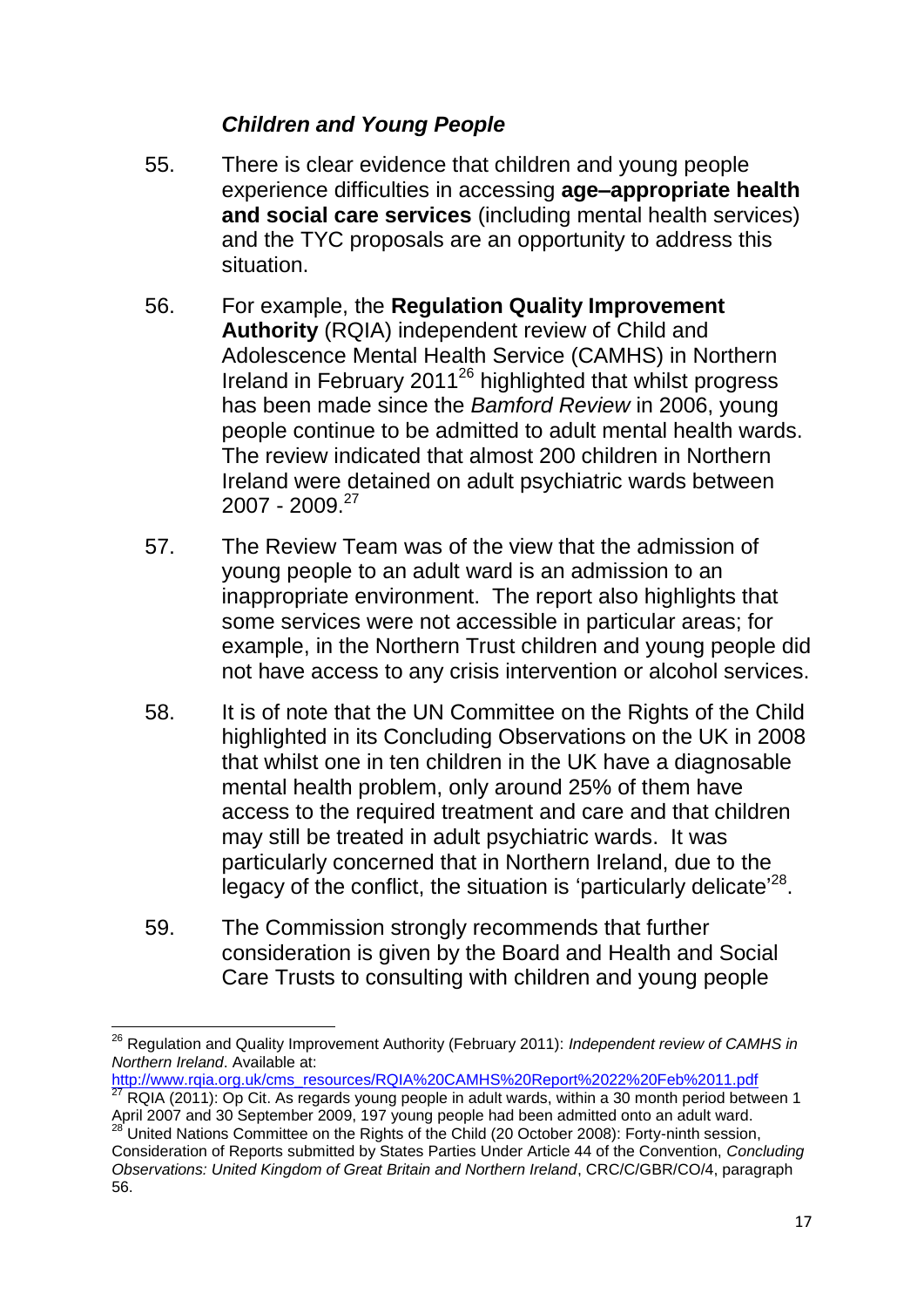### *Children and Young People*

55. There is clear evidence that children and young people experience difficulties in accessing **age–appropriate health and social care services** (including mental health services) and the TYC proposals are an opportunity to address this situation.

56. For example, the **Regulation Quality Improvement Authority** (RQIA) independent review of Child and Adolescence Mental Health Service (CAMHS) in Northern Ireland in February 2011[26] highlighted that whilst progress has been made since the *Bamford Review* in 2006, young people continue to be admitted to adult mental health wards. The review indicated that almost 200 children in Northern Ireland were detained on adult psychiatric wards between 2007 - 2009.[27]

57. The Review Team was of the view that the admission of young people to an adult ward is an admission to an inappropriate environment. The report also highlights that some services were not accessible in particular areas; for example, in the Northern Trust children and young people did not have access to any crisis intervention or alcohol services.

58. It is of note that the UN Committee on the Rights of the Child highlighted in its Concluding Observations on the UK in 2008 that whilst one in ten children in the UK have a diagnosable mental health problem, only around 25% of them have access to the required treatment and care and that children may still be treated in adult psychiatric wards. It was particularly concerned that in Northern Ireland, due to the legacy of the conflict, the situation is 'particularly delicate'[28].

59. The Commission strongly recommends that further consideration is given by the Board and Health and Social Care Trusts to consulting with children and young people

---

[26] Regulation and Quality Improvement Authority (February 2011): *Independent review of CAMHS in Northern Ireland*. Available at: http://www.rqia.org.uk/cms_resources/RQIA%20CAMHS%20Report%2022%20Feb%2011.pdf

[27] RQIA (2011): Op Cit. As regards young people in adult wards, within a 30 month period between 1 April 2007 and 30 September 2009, 197 young people had been admitted onto an adult ward.

[28] United Nations Committee on the Rights of the Child (20 October 2008): Forty-ninth session, Consideration of Reports submitted by States Parties Under Article 44 of the Convention, *Concluding Observations: United Kingdom of Great Britain and Northern Ireland*, CRC/C/GBR/CO/4, paragraph 56.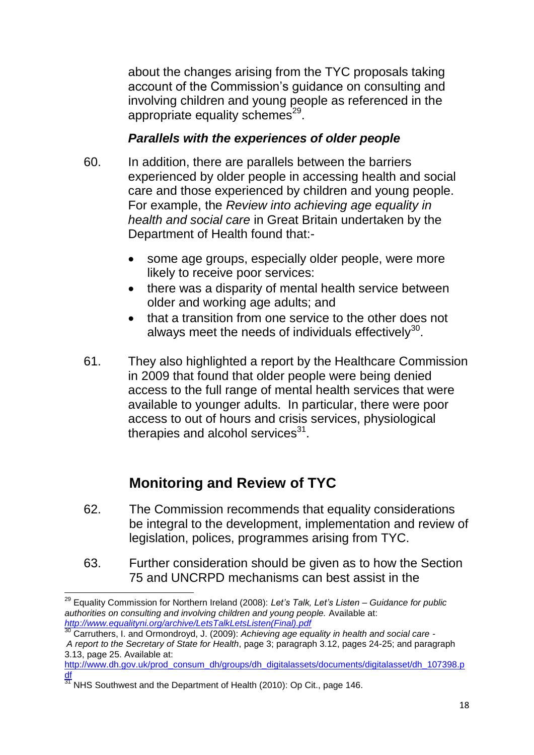about the changes arising from the TYC proposals taking account of the Commission's guidance on consulting and involving children and young people as referenced in the appropriate equality schemes[29].

### *Parallels with the experiences of older people*

60. In addition, there are parallels between the barriers experienced by older people in accessing health and social care and those experienced by children and young people. For example, the *Review into achieving age equality in health and social care* in Great Britain undertaken by the Department of Health found that:-

- some age groups, especially older people, were more likely to receive poor services:
- there was a disparity of mental health service between older and working age adults; and
- that a transition from one service to the other does not always meet the needs of individuals effectively[30].

61. They also highlighted a report by the Healthcare Commission in 2009 that found that older people were being denied access to the full range of mental health services that were available to younger adults. In particular, there were poor access to out of hours and crisis services, physiological therapies and alcohol services[31].

## Monitoring and Review of TYC

62. The Commission recommends that equality considerations be integral to the development, implementation and review of legislation, polices, programmes arising from TYC.

63. Further consideration should be given as to how the Section 75 and UNCRPD mechanisms can best assist in the

---

[29] Equality Commission for Northern Ireland (2008): *Let's Talk, Let's Listen – Guidance for public authorities on consulting and involving children and young people.* Available at: *http://www.equalityni.org/archive/LetsTalkLetsListen(Final).pdf*

[30] Carruthers, I. and Ormondroyd, J. (2009): *Achieving age equality in health and social care - A report to the Secretary of State for Health*, page 3; paragraph 3.12, pages 24-25; and paragraph 3.13, page 25. Available at: http://www.dh.gov.uk/prod_consum_dh/groups/dh_digitalassets/documents/digitalasset/dh_107398.pdf

[31] NHS Southwest and the Department of Health (2010): Op Cit., page 146.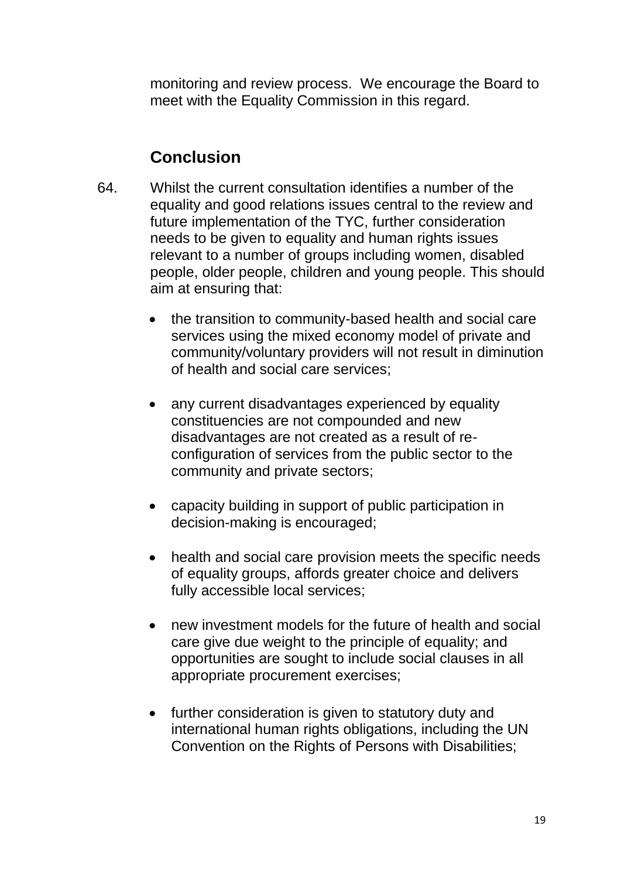monitoring and review process. We encourage the Board to meet with the Equality Commission in this regard.

## Conclusion

64. Whilst the current consultation identifies a number of the equality and good relations issues central to the review and future implementation of the TYC, further consideration needs to be given to equality and human rights issues relevant to a number of groups including women, disabled people, older people, children and young people. This should aim at ensuring that:

- the transition to community-based health and social care services using the mixed economy model of private and community/voluntary providers will not result in diminution of health and social care services;
- any current disadvantages experienced by equality constituencies are not compounded and new disadvantages are not created as a result of re-configuration of services from the public sector to the community and private sectors;
- capacity building in support of public participation in decision-making is encouraged;
- health and social care provision meets the specific needs of equality groups, affords greater choice and delivers fully accessible local services;
- new investment models for the future of health and social care give due weight to the principle of equality; and opportunities are sought to include social clauses in all appropriate procurement exercises;
- further consideration is given to statutory duty and international human rights obligations, including the UN Convention on the Rights of Persons with Disabilities;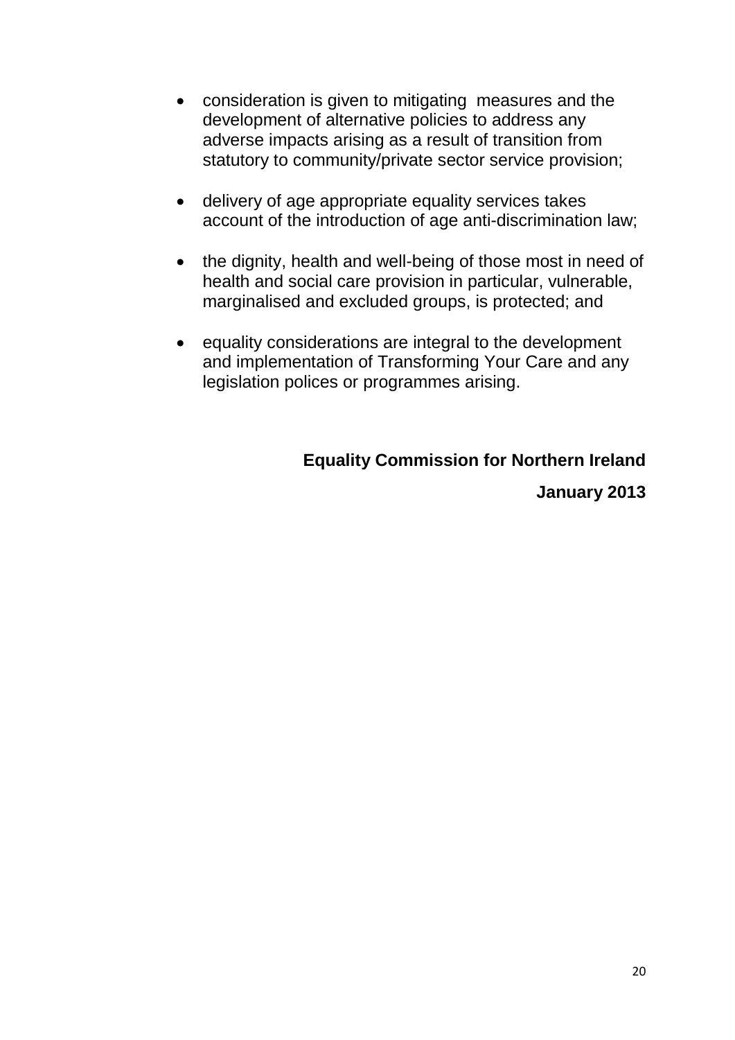- consideration is given to mitigating measures and the development of alternative policies to address any adverse impacts arising as a result of transition from statutory to community/private sector service provision;

- delivery of age appropriate equality services takes account of the introduction of age anti-discrimination law;

- the dignity, health and well-being of those most in need of health and social care provision in particular, vulnerable, marginalised and excluded groups, is protected; and

- equality considerations are integral to the development and implementation of Transforming Your Care and any legislation polices or programmes arising.

**Equality Commission for Northern Ireland**

**January 2013**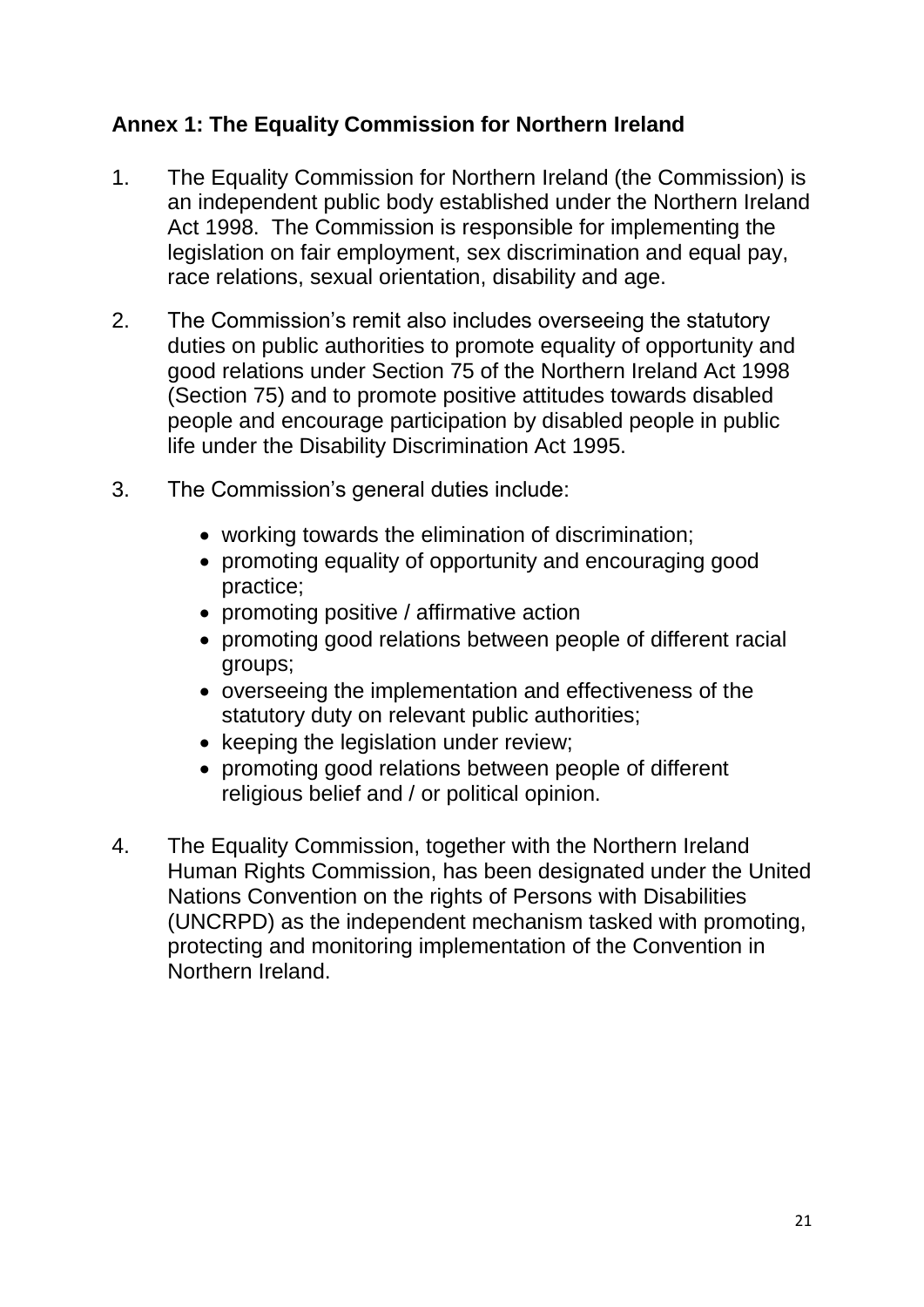## Annex 1: The Equality Commission for Northern Ireland

1. The Equality Commission for Northern Ireland (the Commission) is an independent public body established under the Northern Ireland Act 1998. The Commission is responsible for implementing the legislation on fair employment, sex discrimination and equal pay, race relations, sexual orientation, disability and age.

2. The Commission's remit also includes overseeing the statutory duties on public authorities to promote equality of opportunity and good relations under Section 75 of the Northern Ireland Act 1998 (Section 75) and to promote positive attitudes towards disabled people and encourage participation by disabled people in public life under the Disability Discrimination Act 1995.

3. The Commission's general duties include:
   - working towards the elimination of discrimination;
   - promoting equality of opportunity and encouraging good practice;
   - promoting positive / affirmative action
   - promoting good relations between people of different racial groups;
   - overseeing the implementation and effectiveness of the statutory duty on relevant public authorities;
   - keeping the legislation under review;
   - promoting good relations between people of different religious belief and / or political opinion.

4. The Equality Commission, together with the Northern Ireland Human Rights Commission, has been designated under the United Nations Convention on the rights of Persons with Disabilities (UNCRPD) as the independent mechanism tasked with promoting, protecting and monitoring implementation of the Convention in Northern Ireland.